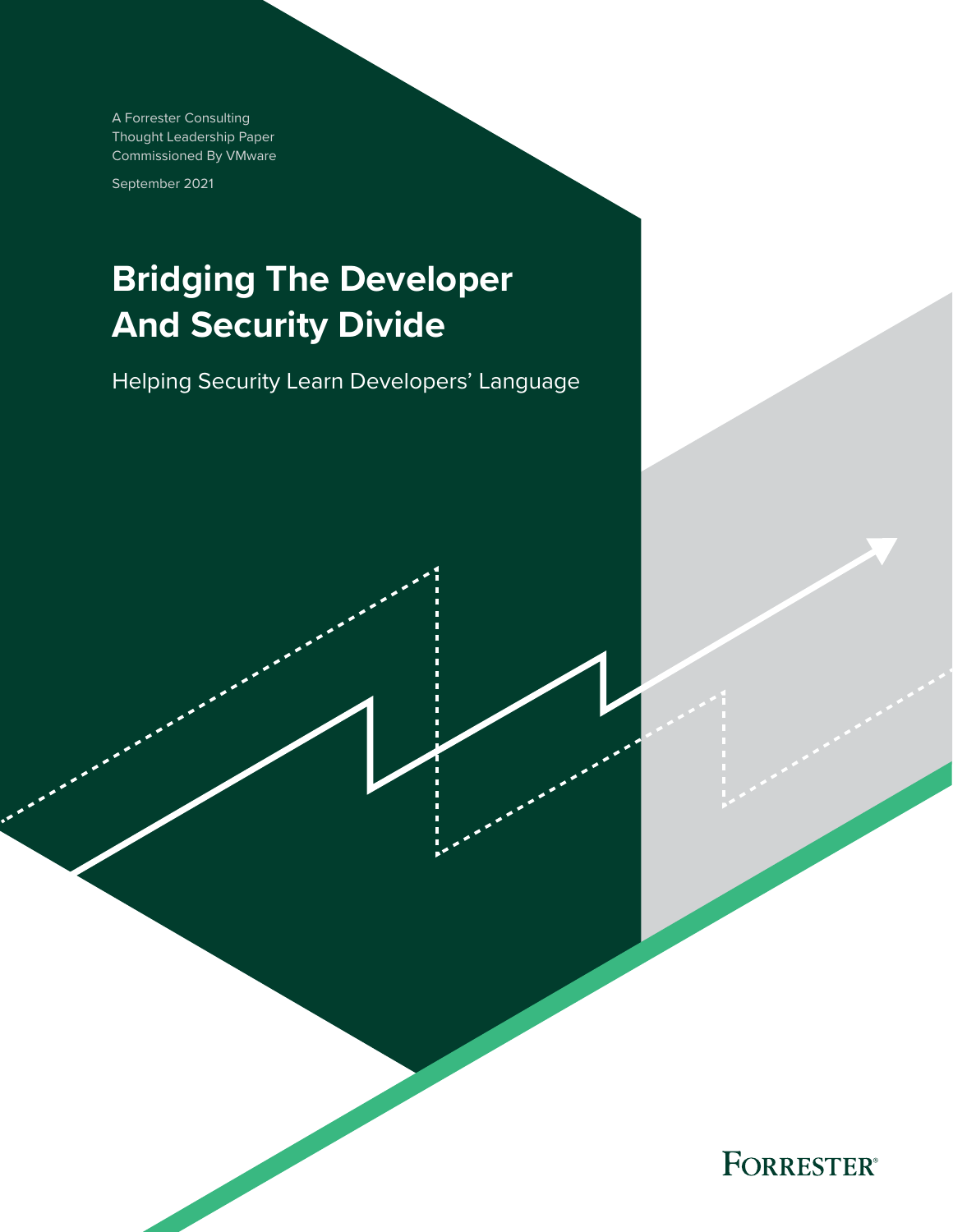A Forrester Consulting
Thought Leadership Paper
Commissioned By VMware

September 2021

# Bridging The Developer And Security Divide

## Helping Security Learn Developers' Language

FORRESTER®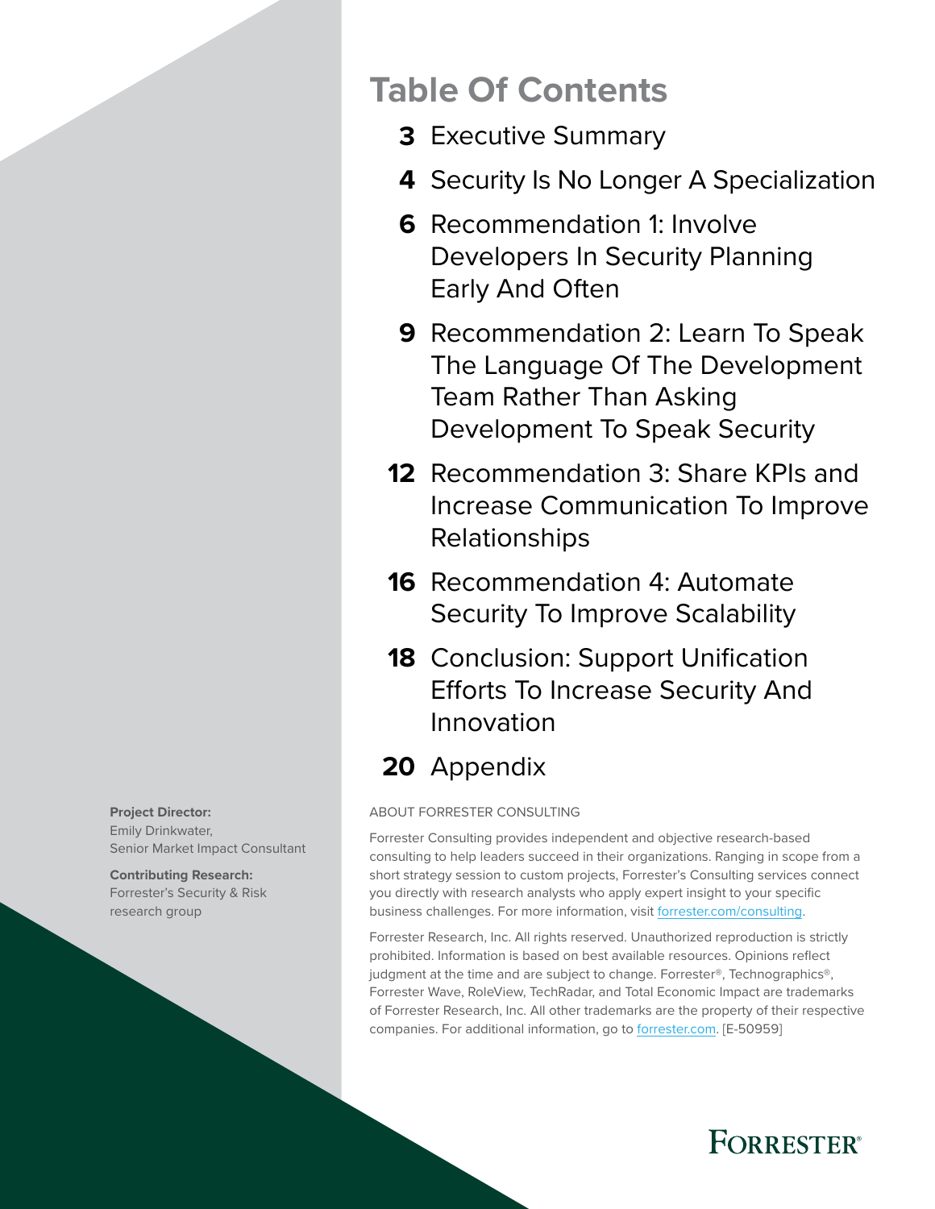# Table Of Contents

- **3** Executive Summary
- **4** Security Is No Longer A Specialization
- **6** Recommendation 1: Involve Developers In Security Planning Early And Often
- **9** Recommendation 2: Learn To Speak The Language Of The Development Team Rather Than Asking Development To Speak Security
- **12** Recommendation 3: Share KPIs and Increase Communication To Improve Relationships
- **16** Recommendation 4: Automate Security To Improve Scalability
- **18** Conclusion: Support Unification Efforts To Increase Security And Innovation
- **20** Appendix

**Project Director:**
Emily Drinkwater,
Senior Market Impact Consultant

**Contributing Research:**
Forrester's Security & Risk research group

ABOUT FORRESTER CONSULTING

Forrester Consulting provides independent and objective research-based consulting to help leaders succeed in their organizations. Ranging in scope from a short strategy session to custom projects, Forrester's Consulting services connect you directly with research analysts who apply expert insight to your specific business challenges. For more information, visit forrester.com/consulting.

Forrester Research, Inc. All rights reserved. Unauthorized reproduction is strictly prohibited. Information is based on best available resources. Opinions reflect judgment at the time and are subject to change. Forrester®, Technographics®, Forrester Wave, RoleView, TechRadar, and Total Economic Impact are trademarks of Forrester Research, Inc. All other trademarks are the property of their respective companies. For additional information, go to forrester.com. [E-50959]

FORRESTER®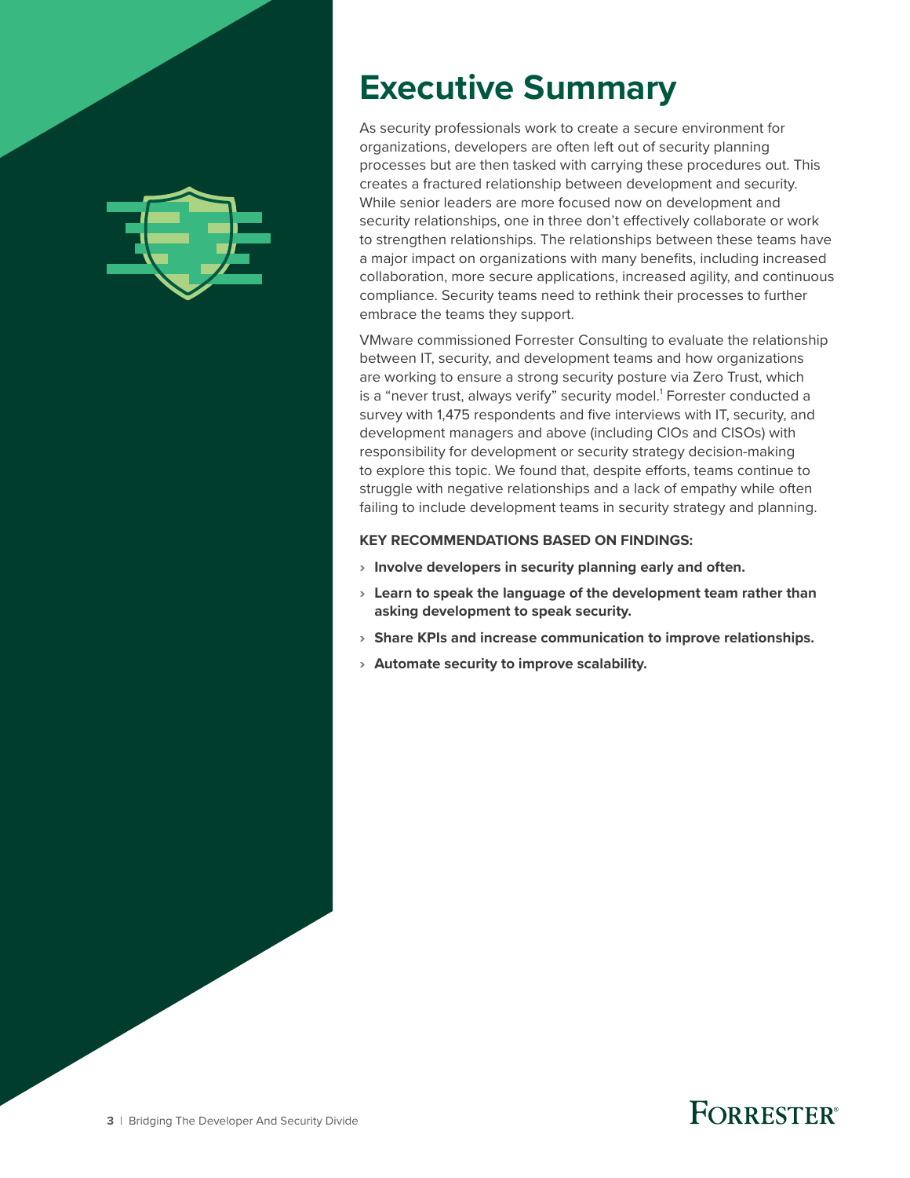# Executive Summary

As security professionals work to create a secure environment for organizations, developers are often left out of security planning processes but are then tasked with carrying these procedures out. This creates a fractured relationship between development and security. While senior leaders are more focused now on development and security relationships, one in three don't effectively collaborate or work to strengthen relationships. The relationships between these teams have a major impact on organizations with many benefits, including increased collaboration, more secure applications, increased agility, and continuous compliance. Security teams need to rethink their processes to further embrace the teams they support.

VMware commissioned Forrester Consulting to evaluate the relationship between IT, security, and development teams and how organizations are working to ensure a strong security posture via Zero Trust, which is a "never trust, always verify" security model.[1] Forrester conducted a survey with 1,475 respondents and five interviews with IT, security, and development managers and above (including CIOs and CISOs) with responsibility for development or security strategy decision-making to explore this topic. We found that, despite efforts, teams continue to struggle with negative relationships and a lack of empathy while often failing to include development teams in security strategy and planning.

**KEY RECOMMENDATIONS BASED ON FINDINGS:**

- **Involve developers in security planning early and often.**
- **Learn to speak the language of the development team rather than asking development to speak security.**
- **Share KPIs and increase communication to improve relationships.**
- **Automate security to improve scalability.**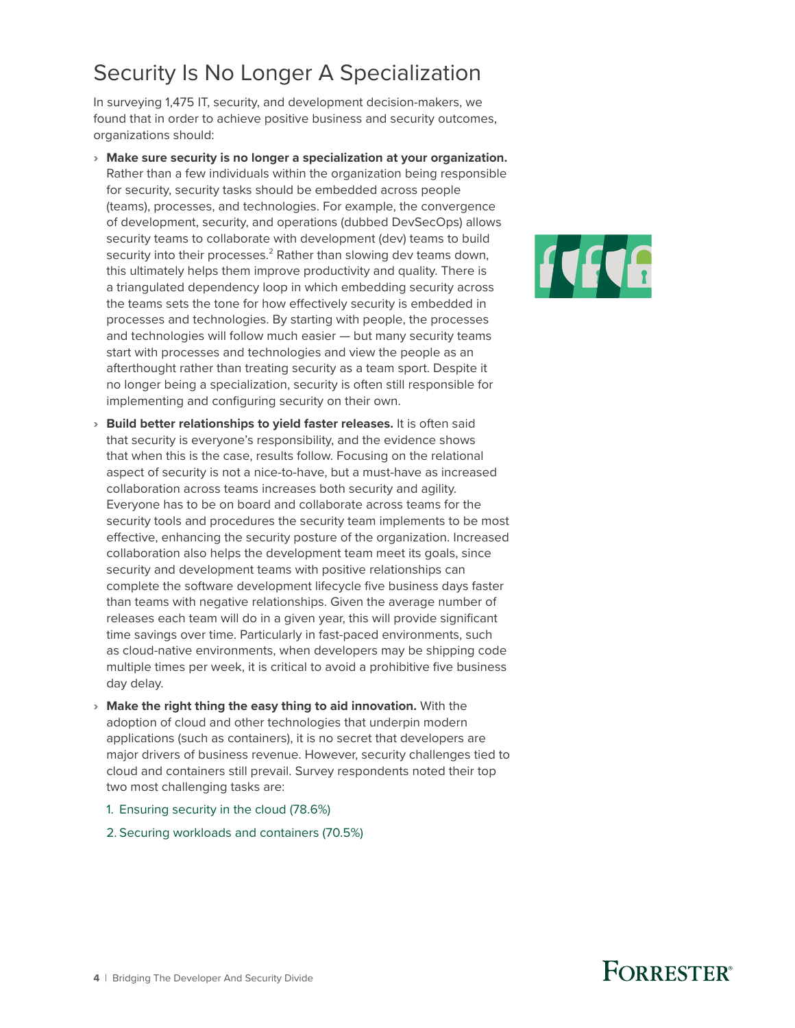# Security Is No Longer A Specialization

In surveying 1,475 IT, security, and development decision-makers, we found that in order to achieve positive business and security outcomes, organizations should:

- **Make sure security is no longer a specialization at your organization.** Rather than a few individuals within the organization being responsible for security, security tasks should be embedded across people (teams), processes, and technologies. For example, the convergence of development, security, and operations (dubbed DevSecOps) allows security teams to collaborate with development (dev) teams to build security into their processes.[2] Rather than slowing dev teams down, this ultimately helps them improve productivity and quality. There is a triangulated dependency loop in which embedding security across the teams sets the tone for how effectively security is embedded in processes and technologies. By starting with people, the processes and technologies will follow much easier — but many security teams start with processes and technologies and view the people as an afterthought rather than treating security as a team sport. Despite it no longer being a specialization, security is often still responsible for implementing and configuring security on their own.
- **Build better relationships to yield faster releases.** It is often said that security is everyone's responsibility, and the evidence shows that when this is the case, results follow. Focusing on the relational aspect of security is not a nice-to-have, but a must-have as increased collaboration across teams increases both security and agility. Everyone has to be on board and collaborate across teams for the security tools and procedures the security team implements to be most effective, enhancing the security posture of the organization. Increased collaboration also helps the development team meet its goals, since security and development teams with positive relationships can complete the software development lifecycle five business days faster than teams with negative relationships. Given the average number of releases each team will do in a given year, this will provide significant time savings over time. Particularly in fast-paced environments, such as cloud-native environments, when developers may be shipping code multiple times per week, it is critical to avoid a prohibitive five business day delay.
- **Make the right thing the easy thing to aid innovation.** With the adoption of cloud and other technologies that underpin modern applications (such as containers), it is no secret that developers are major drivers of business revenue. However, security challenges tied to cloud and containers still prevail. Survey respondents noted their top two most challenging tasks are:
  1. Ensuring security in the cloud (78.6%)
  2. Securing workloads and containers (70.5%)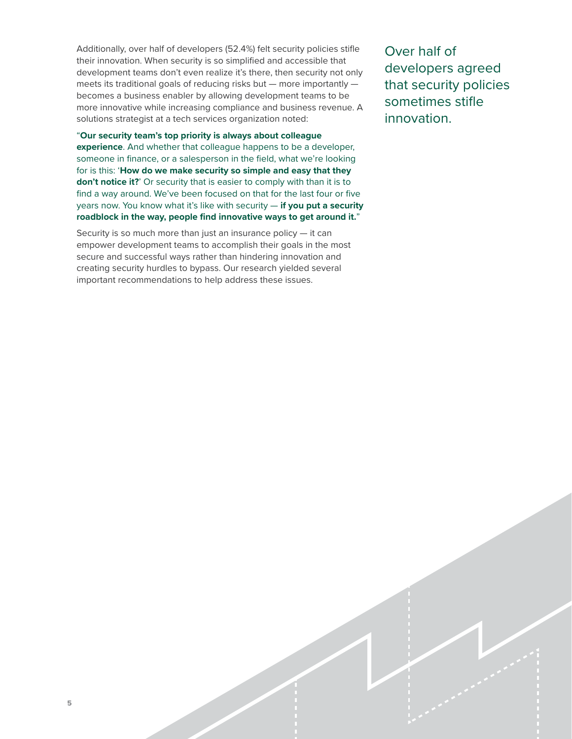Additionally, over half of developers (52.4%) felt security policies stifle their innovation. When security is so simplified and accessible that development teams don't even realize it's there, then security not only meets its traditional goals of reducing risks but — more importantly — becomes a business enabler by allowing development teams to be more innovative while increasing compliance and business revenue. A solutions strategist at a tech services organization noted:

> "**Our security team's top priority is always about colleague experience**. And whether that colleague happens to be a developer, someone in finance, or a salesperson in the field, what we're looking for is this: '**How do we make security so simple and easy that they don't notice it?**' Or security that is easier to comply with than it is to find a way around. We've been focused on that for the last four or five years now. You know what it's like with security — **if you put a security roadblock in the way, people find innovative ways to get around it.**"

Security is so much more than just an insurance policy — it can empower development teams to accomplish their goals in the most secure and successful ways rather than hindering innovation and creating security hurdles to bypass. Our research yielded several important recommendations to help address these issues.

Over half of developers agreed that security policies sometimes stifle innovation.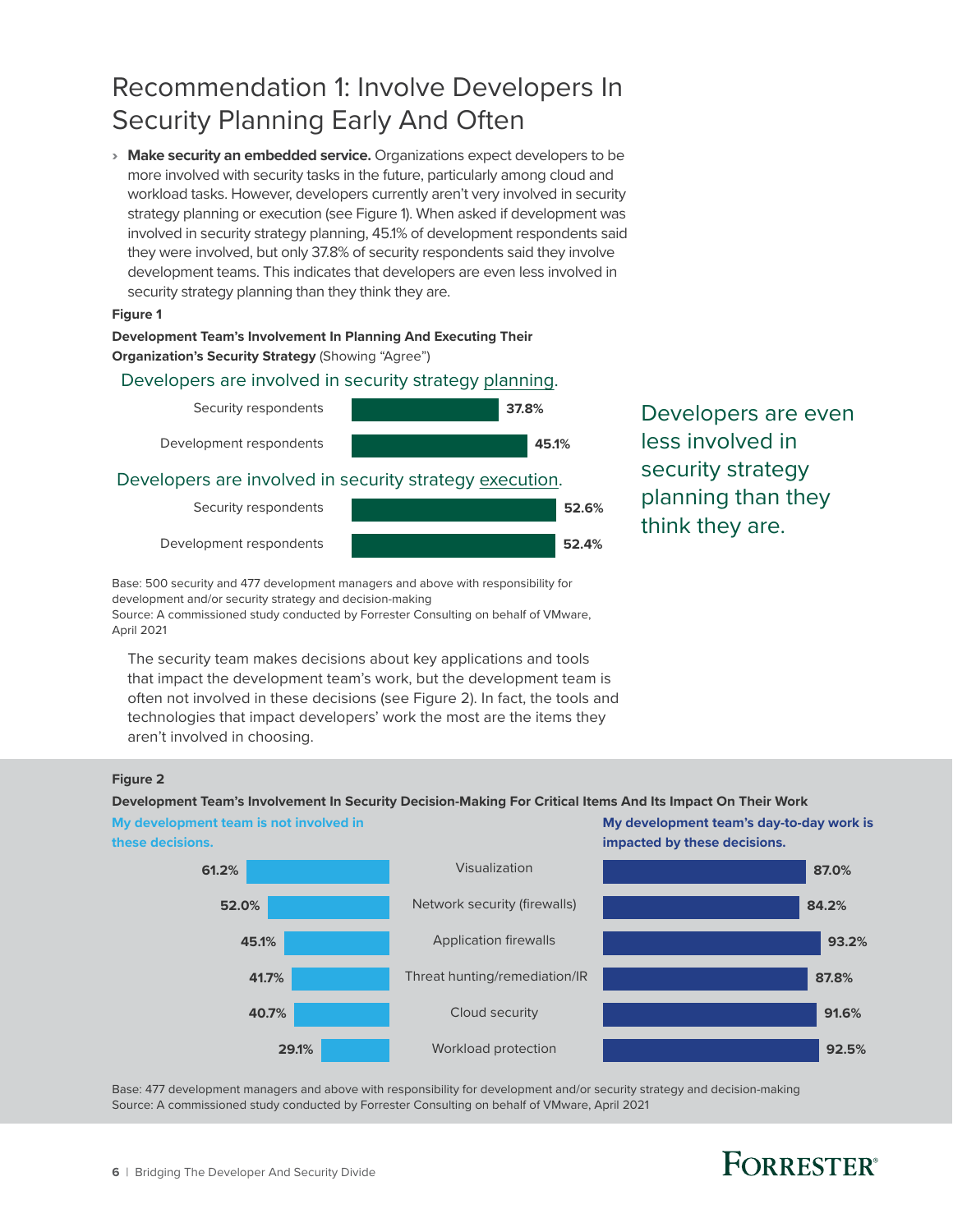# Recommendation 1: Involve Developers In Security Planning Early And Often

› **Make security an embedded service.** Organizations expect developers to be more involved with security tasks in the future, particularly among cloud and workload tasks. However, developers currently aren't very involved in security strategy planning or execution (see Figure 1). When asked if development was involved in security strategy planning, 45.1% of development respondents said they were involved, but only 37.8% of security respondents said they involve development teams. This indicates that developers are even less involved in security strategy planning than they think they are.

**Figure 1**

**Development Team's Involvement In Planning And Executing Their Organization's Security Strategy** (Showing "Agree")

Developers are involved in security strategy planning.

| Respondents | Agree |
| --- | --- |
| Security respondents | 37.8% |
| Development respondents | 45.1% |

Developers are involved in security strategy execution.

| Respondents | Agree |
| --- | --- |
| Security respondents | 52.6% |
| Development respondents | 52.4% |

Developers are even less involved in security strategy planning than they think they are.

Base: 500 security and 477 development managers and above with responsibility for development and/or security strategy and decision-making
Source: A commissioned study conducted by Forrester Consulting on behalf of VMware, April 2021

The security team makes decisions about key applications and tools that impact the development team's work, but the development team is often not involved in these decisions (see Figure 2). In fact, the tools and technologies that impact developers' work the most are the items they aren't involved in choosing.

**Figure 2**

**Development Team's Involvement In Security Decision-Making For Critical Items And Its Impact On Their Work**

| My development team is not involved in these decisions. | Item | My development team's day-to-day work is impacted by these decisions. |
| --- | --- | --- |
| 61.2% | Visualization | 87.0% |
| 52.0% | Network security (firewalls) | 84.2% |
| 45.1% | Application firewalls | 93.2% |
| 41.7% | Threat hunting/remediation/IR | 87.8% |
| 40.7% | Cloud security | 91.6% |
| 29.1% | Workload protection | 92.5% |

Base: 477 development managers and above with responsibility for development and/or security strategy and decision-making
Source: A commissioned study conducted by Forrester Consulting on behalf of VMware, April 2021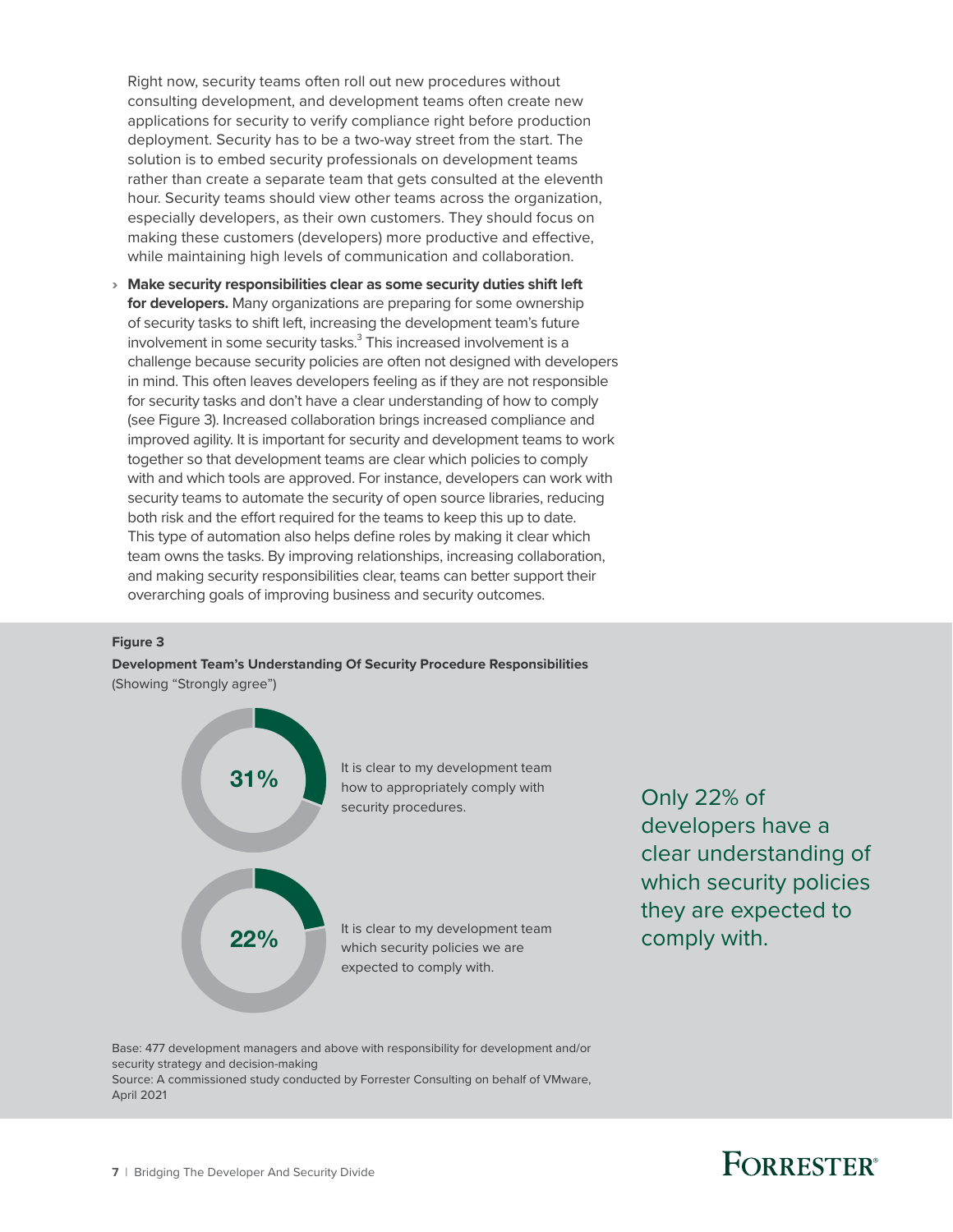Right now, security teams often roll out new procedures without consulting development, and development teams often create new applications for security to verify compliance right before production deployment. Security has to be a two-way street from the start. The solution is to embed security professionals on development teams rather than create a separate team that gets consulted at the eleventh hour. Security teams should view other teams across the organization, especially developers, as their own customers. They should focus on making these customers (developers) more productive and effective, while maintaining high levels of communication and collaboration.

- **Make security responsibilities clear as some security duties shift left for developers.** Many organizations are preparing for some ownership of security tasks to shift left, increasing the development team's future involvement in some security tasks.[3] This increased involvement is a challenge because security policies are often not designed with developers in mind. This often leaves developers feeling as if they are not responsible for security tasks and don't have a clear understanding of how to comply (see Figure 3). Increased collaboration brings increased compliance and improved agility. It is important for security and development teams to work together so that development teams are clear which policies to comply with and which tools are approved. For instance, developers can work with security teams to automate the security of open source libraries, reducing both risk and the effort required for the teams to keep this up to date. This type of automation also helps define roles by making it clear which team owns the tasks. By improving relationships, increasing collaboration, and making security responsibilities clear, teams can better support their overarching goals of improving business and security outcomes.

**Figure 3**

**Development Team's Understanding Of Security Procedure Responsibilities**
(Showing "Strongly agree")

| Statement | Strongly agree |
|---|---|
| It is clear to my development team how to appropriately comply with security procedures. | 31% |
| It is clear to my development team which security policies we are expected to comply with. | 22% |

Only 22% of developers have a clear understanding of which security policies they are expected to comply with.

Base: 477 development managers and above with responsibility for development and/or security strategy and decision-making
Source: A commissioned study conducted by Forrester Consulting on behalf of VMware, April 2021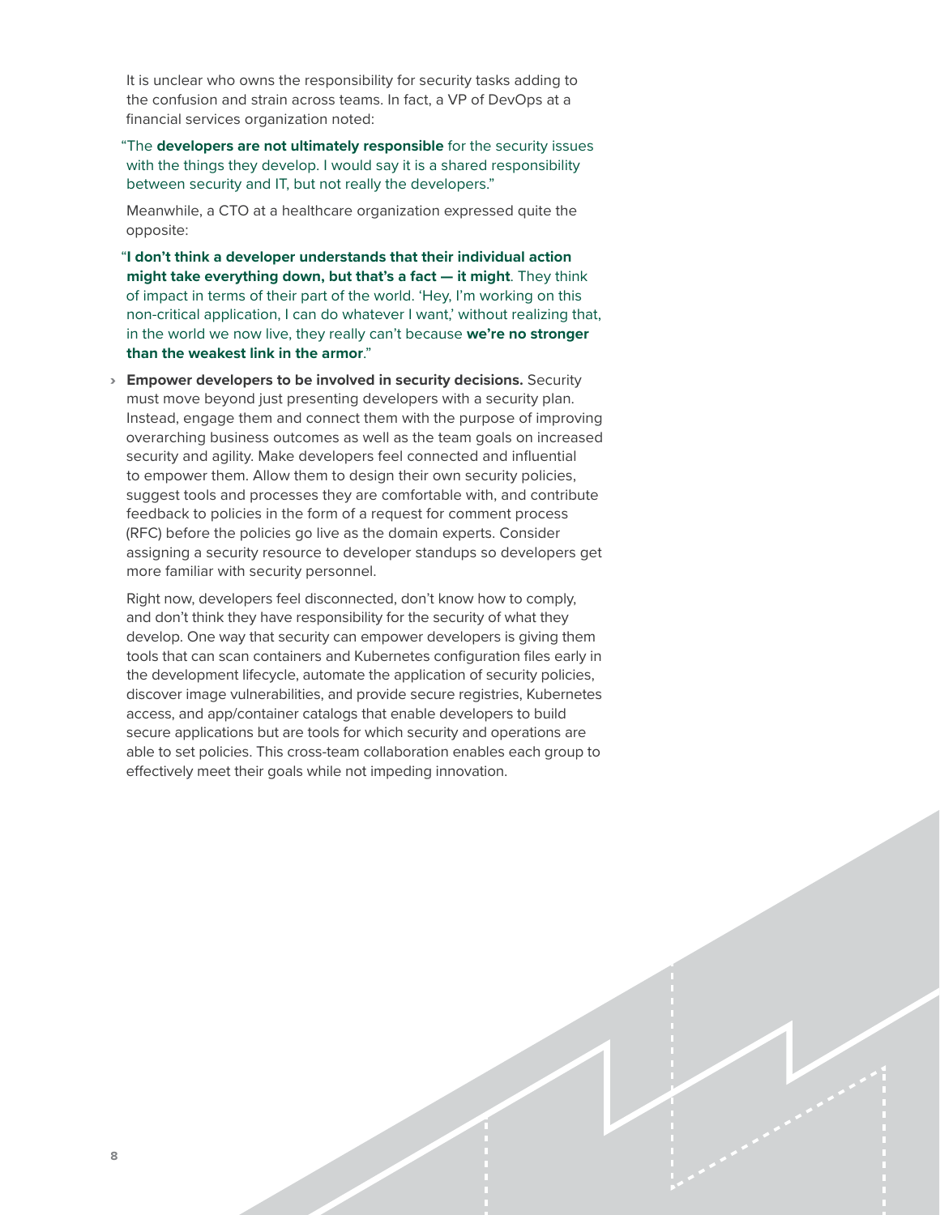It is unclear who owns the responsibility for security tasks adding to the confusion and strain across teams. In fact, a VP of DevOps at a financial services organization noted:

"The **developers are not ultimately responsible** for the security issues with the things they develop. I would say it is a shared responsibility between security and IT, but not really the developers."

Meanwhile, a CTO at a healthcare organization expressed quite the opposite:

"**I don't think a developer understands that their individual action might take everything down, but that's a fact — it might**. They think of impact in terms of their part of the world. 'Hey, I'm working on this non-critical application, I can do whatever I want,' without realizing that, in the world we now live, they really can't because **we're no stronger than the weakest link in the armor**."

- **Empower developers to be involved in security decisions.** Security must move beyond just presenting developers with a security plan. Instead, engage them and connect them with the purpose of improving overarching business outcomes as well as the team goals on increased security and agility. Make developers feel connected and influential to empower them. Allow them to design their own security policies, suggest tools and processes they are comfortable with, and contribute feedback to policies in the form of a request for comment process (RFC) before the policies go live as the domain experts. Consider assigning a security resource to developer standups so developers get more familiar with security personnel.

  Right now, developers feel disconnected, don't know how to comply, and don't think they have responsibility for the security of what they develop. One way that security can empower developers is giving them tools that can scan containers and Kubernetes configuration files early in the development lifecycle, automate the application of security policies, discover image vulnerabilities, and provide secure registries, Kubernetes access, and app/container catalogs that enable developers to build secure applications but are tools for which security and operations are able to set policies. This cross-team collaboration enables each group to effectively meet their goals while not impeding innovation.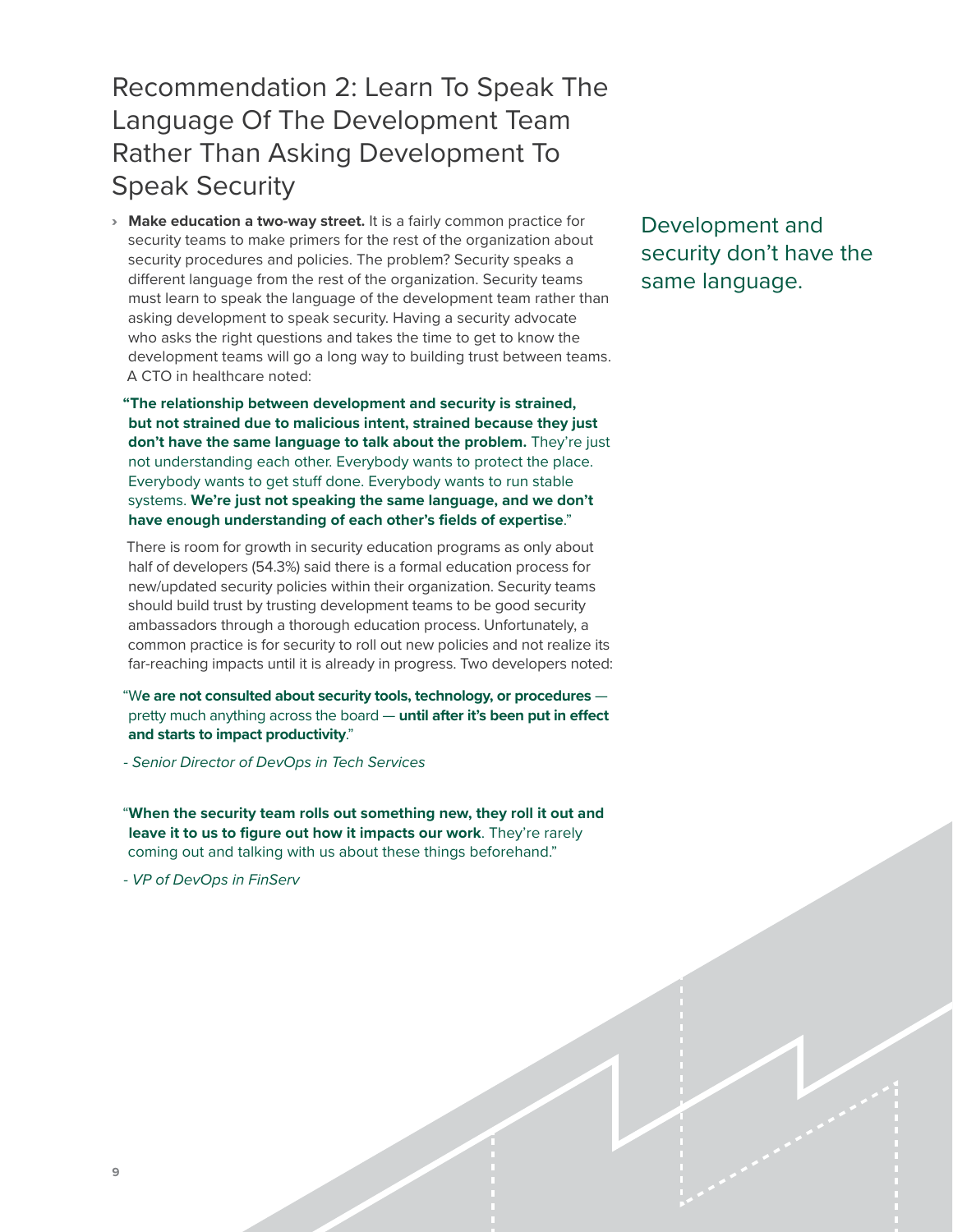## Recommendation 2: Learn To Speak The Language Of The Development Team Rather Than Asking Development To Speak Security

- **Make education a two-way street.** It is a fairly common practice for security teams to make primers for the rest of the organization about security procedures and policies. The problem? Security speaks a different language from the rest of the organization. Security teams must learn to speak the language of the development team rather than asking development to speak security. Having a security advocate who asks the right questions and takes the time to get to know the development teams will go a long way to building trust between teams. A CTO in healthcare noted:

> "**The relationship between development and security is strained, but not strained due to malicious intent, strained because they just don't have the same language to talk about the problem.** They're just not understanding each other. Everybody wants to protect the place. Everybody wants to get stuff done. Everybody wants to run stable systems. **We're just not speaking the same language, and we don't have enough understanding of each other's fields of expertise**."

There is room for growth in security education programs as only about half of developers (54.3%) said there is a formal education process for new/updated security policies within their organization. Security teams should build trust by trusting development teams to be good security ambassadors through a thorough education process. Unfortunately, a common practice is for security to roll out new policies and not realize its far-reaching impacts until it is already in progress. Two developers noted:

> "W**e are not consulted about security tools, technology, or procedures** — pretty much anything across the board — **until after it's been put in effect and starts to impact productivity**."

*- Senior Director of DevOps in Tech Services*

> "**When the security team rolls out something new, they roll it out and leave it to us to figure out how it impacts our work**. They're rarely coming out and talking with us about these things beforehand."

*- VP of DevOps in FinServ*

Development and security don't have the same language.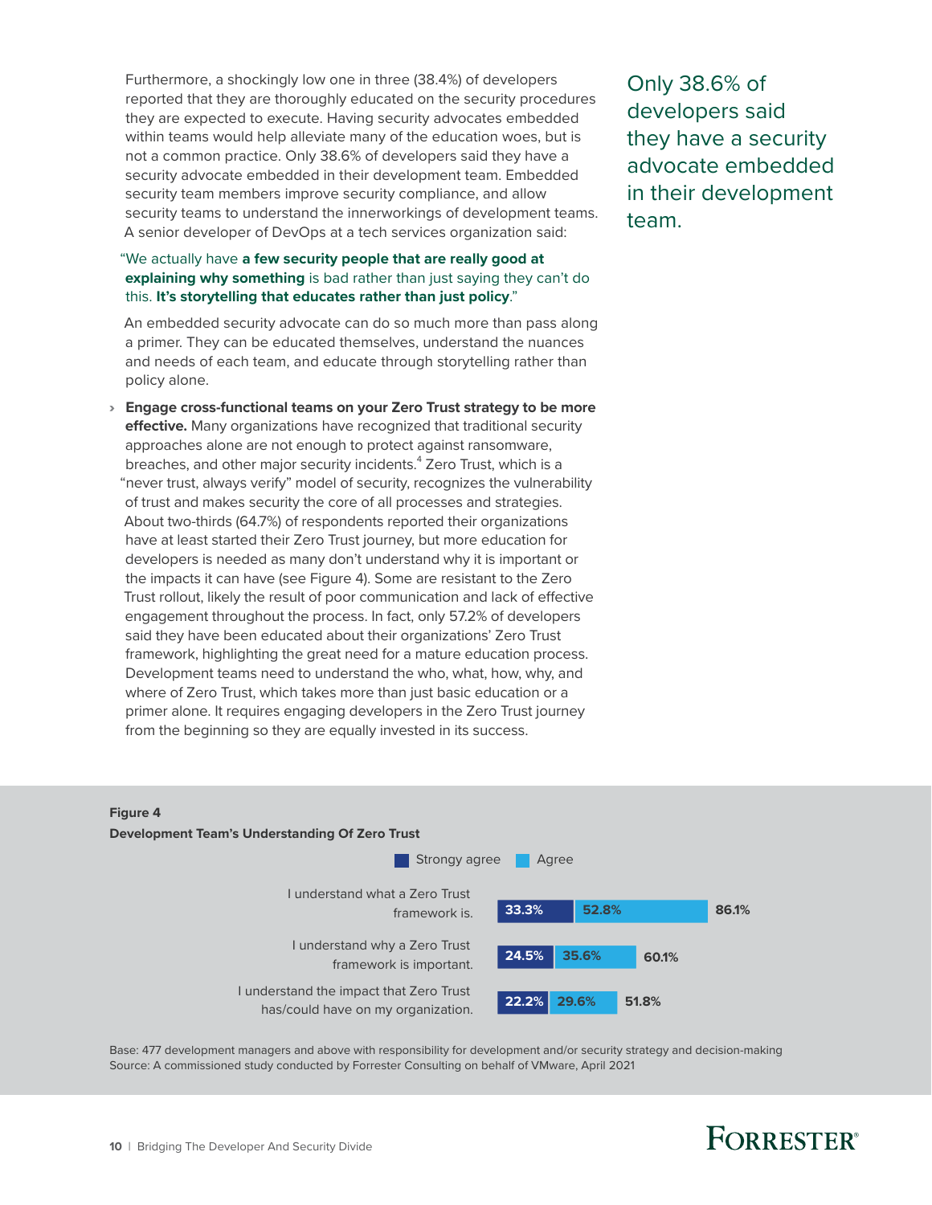Furthermore, a shockingly low one in three (38.4%) of developers reported that they are thoroughly educated on the security procedures they are expected to execute. Having security advocates embedded within teams would help alleviate many of the education woes, but is not a common practice. Only 38.6% of developers said they have a security advocate embedded in their development team. Embedded security team members improve security compliance, and allow security teams to understand the innerworkings of development teams. A senior developer of DevOps at a tech services organization said:

"We actually have **a few security people that are really good at explaining why something** is bad rather than just saying they can't do this. **It's storytelling that educates rather than just policy**."

An embedded security advocate can do so much more than pass along a primer. They can be educated themselves, understand the nuances and needs of each team, and educate through storytelling rather than policy alone.

Only 38.6% of developers said they have a security advocate embedded in their development team.

- **Engage cross-functional teams on your Zero Trust strategy to be more effective.** Many organizations have recognized that traditional security approaches alone are not enough to protect against ransomware, breaches, and other major security incidents.[4] Zero Trust, which is a "never trust, always verify" model of security, recognizes the vulnerability of trust and makes security the core of all processes and strategies. About two-thirds (64.7%) of respondents reported their organizations have at least started their Zero Trust journey, but more education for developers is needed as many don't understand why it is important or the impacts it can have (see Figure 4). Some are resistant to the Zero Trust rollout, likely the result of poor communication and lack of effective engagement throughout the process. In fact, only 57.2% of developers said they have been educated about their organizations' Zero Trust framework, highlighting the great need for a mature education process. Development teams need to understand the who, what, how, why, and where of Zero Trust, which takes more than just basic education or a primer alone. It requires engaging developers in the Zero Trust journey from the beginning so they are equally invested in its success.

**Figure 4**

**Development Team's Understanding Of Zero Trust**

| | Strongy agree | Agree | Total |
|---|---|---|---|
| I understand what a Zero Trust framework is. | 33.3% | 52.8% | 86.1% |
| I understand why a Zero Trust framework is important. | 24.5% | 35.6% | 60.1% |
| I understand the impact that Zero Trust has/could have on my organization. | 22.2% | 29.6% | 51.8% |

Base: 477 development managers and above with responsibility for development and/or security strategy and decision-making

Source: A commissioned study conducted by Forrester Consulting on behalf of VMware, April 2021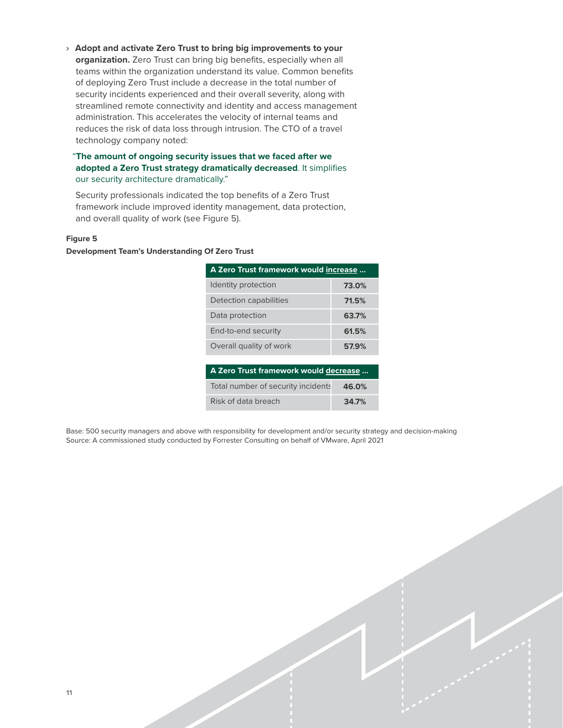- **Adopt and activate Zero Trust to bring big improvements to your organization.** Zero Trust can bring big benefits, especially when all teams within the organization understand its value. Common benefits of deploying Zero Trust include a decrease in the total number of security incidents experienced and their overall severity, along with streamlined remote connectivity and identity and access management administration. This accelerates the velocity of internal teams and reduces the risk of data loss through intrusion. The CTO of a travel technology company noted:

  "**The amount of ongoing security issues that we faced after we adopted a Zero Trust strategy dramatically decreased**. It simplifies our security architecture dramatically."

  Security professionals indicated the top benefits of a Zero Trust framework include improved identity management, data protection, and overall quality of work (see Figure 5).

**Figure 5**

**Development Team's Understanding Of Zero Trust**

| A Zero Trust framework would increase … | |
|---|---|
| Identity protection | 73.0% |
| Detection capabilities | 71.5% |
| Data protection | 63.7% |
| End-to-end security | 61.5% |
| Overall quality of work | 57.9% |

| A Zero Trust framework would decrease … | |
|---|---|
| Total number of security incidents | 46.0% |
| Risk of data breach | 34.7% |

Base: 500 security managers and above with responsibility for development and/or security strategy and decision-making
Source: A commissioned study conducted by Forrester Consulting on behalf of VMware, April 2021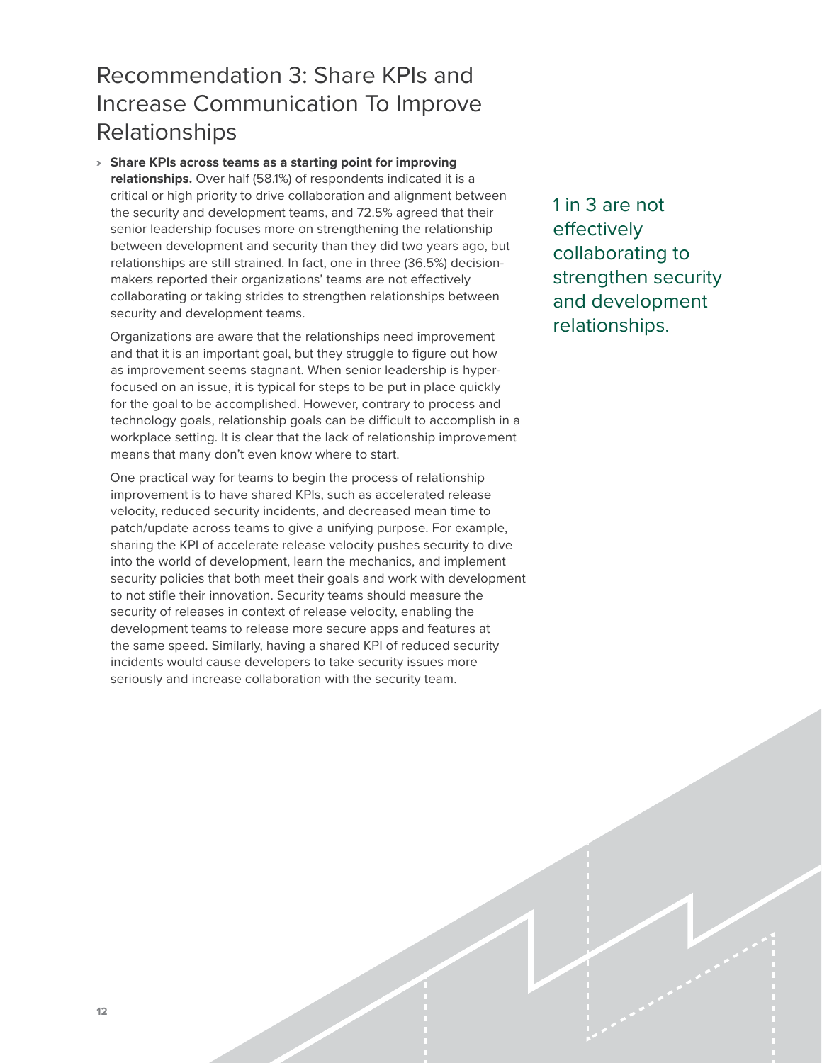## Recommendation 3: Share KPIs and Increase Communication To Improve Relationships

- **Share KPIs across teams as a starting point for improving relationships.** Over half (58.1%) of respondents indicated it is a critical or high priority to drive collaboration and alignment between the security and development teams, and 72.5% agreed that their senior leadership focuses more on strengthening the relationship between development and security than they did two years ago, but relationships are still strained. In fact, one in three (36.5%) decision-makers reported their organizations' teams are not effectively collaborating or taking strides to strengthen relationships between security and development teams.

  Organizations are aware that the relationships need improvement and that it is an important goal, but they struggle to figure out how as improvement seems stagnant. When senior leadership is hyper-focused on an issue, it is typical for steps to be put in place quickly for the goal to be accomplished. However, contrary to process and technology goals, relationship goals can be difficult to accomplish in a workplace setting. It is clear that the lack of relationship improvement means that many don't even know where to start.

  One practical way for teams to begin the process of relationship improvement is to have shared KPIs, such as accelerated release velocity, reduced security incidents, and decreased mean time to patch/update across teams to give a unifying purpose. For example, sharing the KPI of accelerate release velocity pushes security to dive into the world of development, learn the mechanics, and implement security policies that both meet their goals and work with development to not stifle their innovation. Security teams should measure the security of releases in context of release velocity, enabling the development teams to release more secure apps and features at the same speed. Similarly, having a shared KPI of reduced security incidents would cause developers to take security issues more seriously and increase collaboration with the security team.

1 in 3 are not effectively collaborating to strengthen security and development relationships.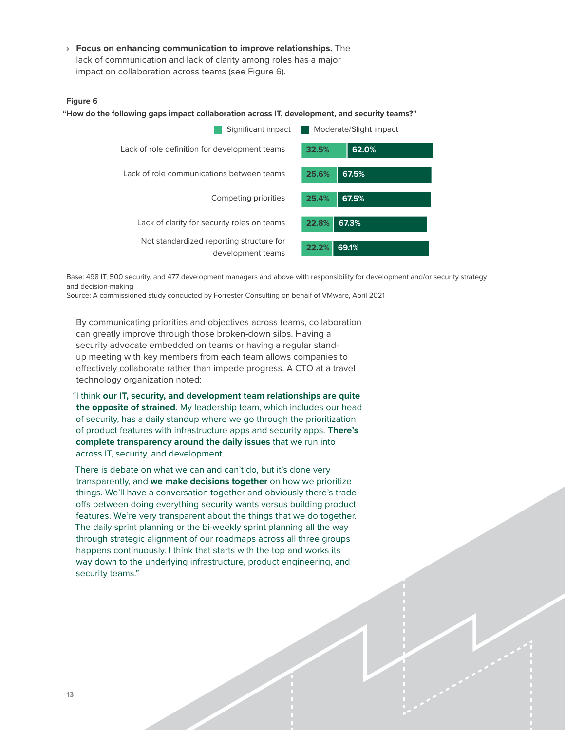- **Focus on enhancing communication to improve relationships.** The lack of communication and lack of clarity among roles has a major impact on collaboration across teams (see Figure 6).

**Figure 6**

**"How do the following gaps impact collaboration across IT, development, and security teams?"**

| | Significant impact | Moderate/Slight impact |
|---|---|---|
| Lack of role definition for development teams | 32.5% | 62.0% |
| Lack of role communications between teams | 25.6% | 67.5% |
| Competing priorities | 25.4% | 67.5% |
| Lack of clarity for security roles on teams | 22.8% | 67.3% |
| Not standardized reporting structure for development teams | 22.2% | 69.1% |

Base: 498 IT, 500 security, and 477 development managers and above with responsibility for development and/or security strategy and decision-making

Source: A commissioned study conducted by Forrester Consulting on behalf of VMware, April 2021

By communicating priorities and objectives across teams, collaboration can greatly improve through those broken-down silos. Having a security advocate embedded on teams or having a regular stand-up meeting with key members from each team allows companies to effectively collaborate rather than impede progress. A CTO at a travel technology organization noted:

"I think **our IT, security, and development team relationships are quite the opposite of strained**. My leadership team, which includes our head of security, has a daily standup where we go through the prioritization of product features with infrastructure apps and security apps. **There's complete transparency around the daily issues** that we run into across IT, security, and development.

There is debate on what we can and can't do, but it's done very transparently, and **we make decisions together** on how we prioritize things. We'll have a conversation together and obviously there's trade-offs between doing everything security wants versus building product features. We're very transparent about the things that we do together. The daily sprint planning or the bi-weekly sprint planning all the way through strategic alignment of our roadmaps across all three groups happens continuously. I think that starts with the top and works its way down to the underlying infrastructure, product engineering, and security teams."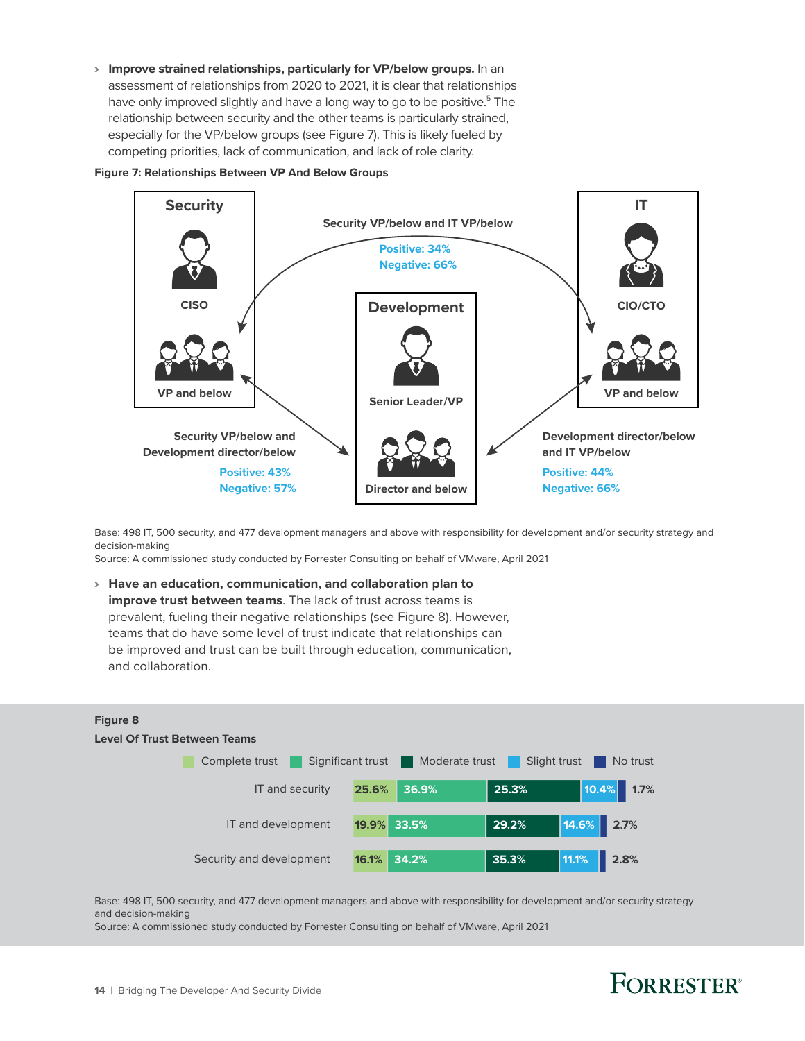- **Improve strained relationships, particularly for VP/below groups.** In an assessment of relationships from 2020 to 2021, it is clear that relationships have only improved slightly and have a long way to go to be positive.[5] The relationship between security and the other teams is particularly strained, especially for the VP/below groups (see Figure 7). This is likely fueled by competing priorities, lack of communication, and lack of role clarity.

**Figure 7: Relationships Between VP And Below Groups**

**Security**: CISO; VP and below

**Development**: Senior Leader/VP; Director and below

**IT**: CIO/CTO; VP and below

| Relationship | Positive | Negative |
|---|---|---|
| Security VP/below and IT VP/below | 34% | 66% |
| Security VP/below and Development director/below | 43% | 57% |
| Development director/below and IT VP/below | 44% | 66% |

Base: 498 IT, 500 security, and 477 development managers and above with responsibility for development and/or security strategy and decision-making

Source: A commissioned study conducted by Forrester Consulting on behalf of VMware, April 2021

- **Have an education, communication, and collaboration plan to improve trust between teams**. The lack of trust across teams is prevalent, fueling their negative relationships (see Figure 8). However, teams that do have some level of trust indicate that relationships can be improved and trust can be built through education, communication, and collaboration.

**Figure 8**

**Level Of Trust Between Teams**

| | Complete trust | Significant trust | Moderate trust | Slight trust | No trust |
|---|---|---|---|---|---|
| IT and security | 25.6% | 36.9% | 25.3% | 10.4% | 1.7% |
| IT and development | 19.9% | 33.5% | 29.2% | 14.6% | 2.7% |
| Security and development | 16.1% | 34.2% | 35.3% | 11.1% | 2.8% |

Base: 498 IT, 500 security, and 477 development managers and above with responsibility for development and/or security strategy and decision-making

Source: A commissioned study conducted by Forrester Consulting on behalf of VMware, April 2021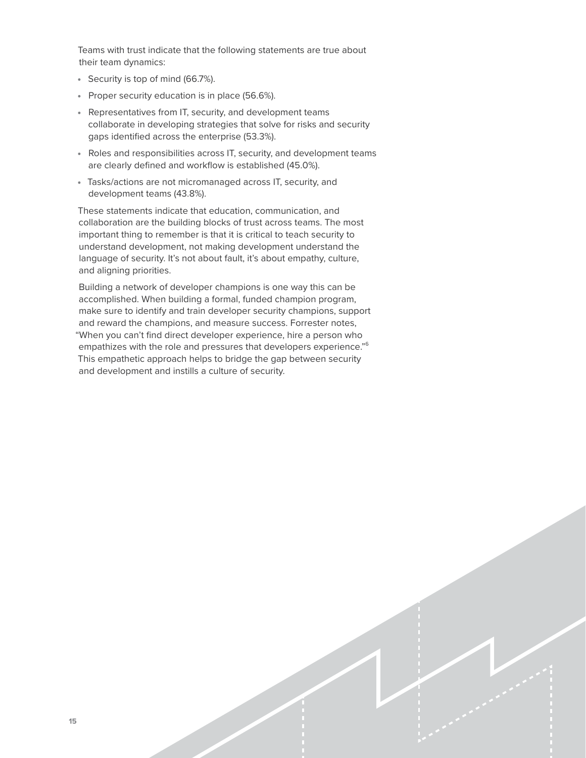Teams with trust indicate that the following statements are true about their team dynamics:

- Security is top of mind (66.7%).
- Proper security education is in place (56.6%).
- Representatives from IT, security, and development teams collaborate in developing strategies that solve for risks and security gaps identified across the enterprise (53.3%).
- Roles and responsibilities across IT, security, and development teams are clearly defined and workflow is established (45.0%).
- Tasks/actions are not micromanaged across IT, security, and development teams (43.8%).

These statements indicate that education, communication, and collaboration are the building blocks of trust across teams. The most important thing to remember is that it is critical to teach security to understand development, not making development understand the language of security. It's not about fault, it's about empathy, culture, and aligning priorities.

Building a network of developer champions is one way this can be accomplished. When building a formal, funded champion program, make sure to identify and train developer security champions, support and reward the champions, and measure success. Forrester notes, "When you can't find direct developer experience, hire a person who empathizes with the role and pressures that developers experience."[6] This empathetic approach helps to bridge the gap between security and development and instills a culture of security.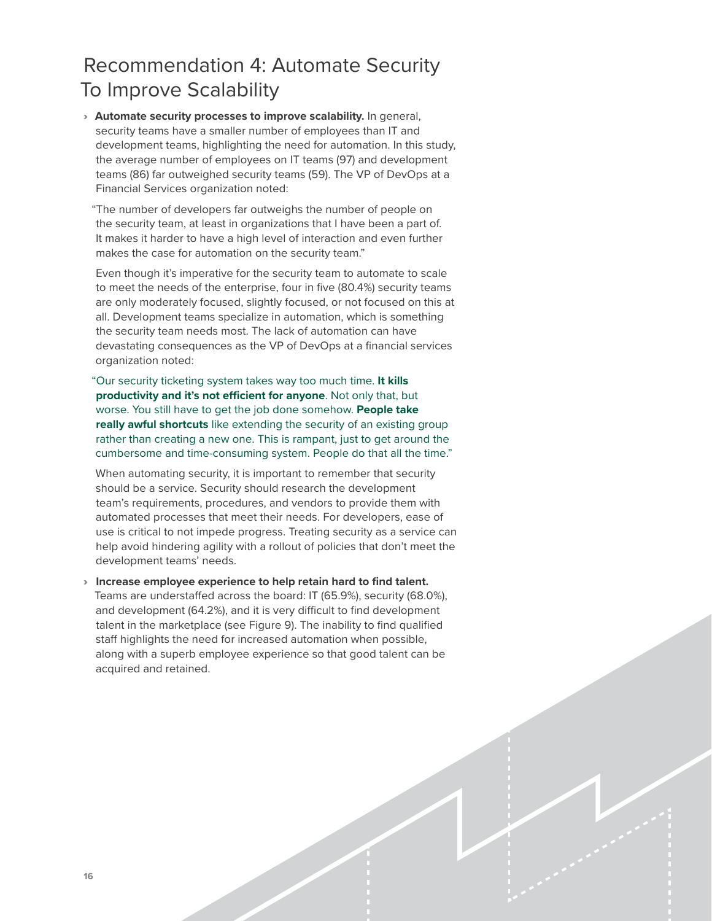# Recommendation 4: Automate Security To Improve Scalability

- **Automate security processes to improve scalability.** In general, security teams have a smaller number of employees than IT and development teams, highlighting the need for automation. In this study, the average number of employees on IT teams (97) and development teams (86) far outweighed security teams (59). The VP of DevOps at a Financial Services organization noted:

  "The number of developers far outweighs the number of people on the security team, at least in organizations that I have been a part of. It makes it harder to have a high level of interaction and even further makes the case for automation on the security team."

  Even though it's imperative for the security team to automate to scale to meet the needs of the enterprise, four in five (80.4%) security teams are only moderately focused, slightly focused, or not focused on this at all. Development teams specialize in automation, which is something the security team needs most. The lack of automation can have devastating consequences as the VP of DevOps at a financial services organization noted:

  "Our security ticketing system takes way too much time. **It kills productivity and it's not efficient for anyone**. Not only that, but worse. You still have to get the job done somehow. **People take really awful shortcuts** like extending the security of an existing group rather than creating a new one. This is rampant, just to get around the cumbersome and time-consuming system. People do that all the time."

  When automating security, it is important to remember that security should be a service. Security should research the development team's requirements, procedures, and vendors to provide them with automated processes that meet their needs. For developers, ease of use is critical to not impede progress. Treating security as a service can help avoid hindering agility with a rollout of policies that don't meet the development teams' needs.

- **Increase employee experience to help retain hard to find talent.** Teams are understaffed across the board: IT (65.9%), security (68.0%), and development (64.2%), and it is very difficult to find development talent in the marketplace (see Figure 9). The inability to find qualified staff highlights the need for increased automation when possible, along with a superb employee experience so that good talent can be acquired and retained.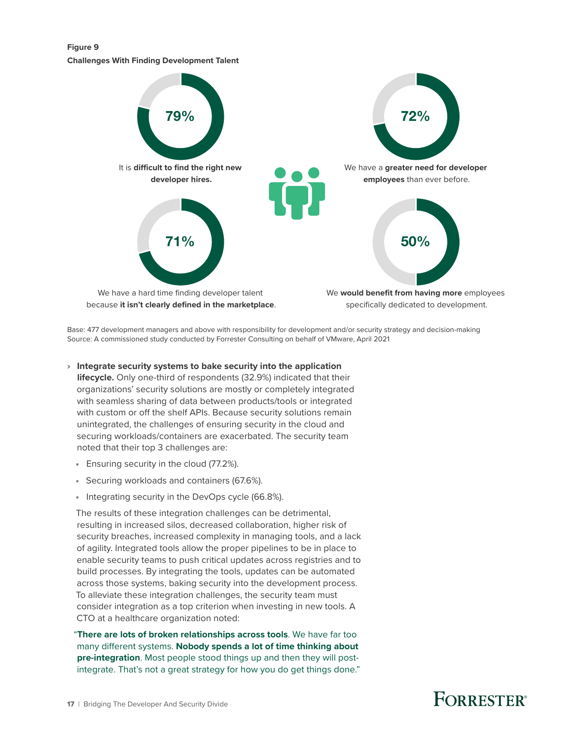**Figure 9**

**Challenges With Finding Development Talent**

**79%**

It is **difficult to find the right new developer hires.**

**72%**

We have a **greater need for developer employees** than ever before.

**71%**

We have a hard time finding developer talent because **it isn't clearly defined in the marketplace**.

**50%**

We **would benefit from having more** employees specifically dedicated to development.

Base: 477 development managers and above with responsibility for development and/or security strategy and decision-making
Source: A commissioned study conducted by Forrester Consulting on behalf of VMware, April 2021

› **Integrate security systems to bake security into the application lifecycle.** Only one-third of respondents (32.9%) indicated that their organizations' security solutions are mostly or completely integrated with seamless sharing of data between products/tools or integrated with custom or off the shelf APIs. Because security solutions remain unintegrated, the challenges of ensuring security in the cloud and securing workloads/containers are exacerbated. The security team noted that their top 3 challenges are:

- Ensuring security in the cloud (77.2%).
- Securing workloads and containers (67.6%).
- Integrating security in the DevOps cycle (66.8%).

The results of these integration challenges can be detrimental, resulting in increased silos, decreased collaboration, higher risk of security breaches, increased complexity in managing tools, and a lack of agility. Integrated tools allow the proper pipelines to be in place to enable security teams to push critical updates across registries and to build processes. By integrating the tools, updates can be automated across those systems, baking security into the development process. To alleviate these integration challenges, the security team must consider integration as a top criterion when investing in new tools. A CTO at a healthcare organization noted:

"**There are lots of broken relationships across tools**. We have far too many different systems. **Nobody spends a lot of time thinking about pre-integration**. Most people stood things up and then they will post-integrate. That's not a great strategy for how you do get things done."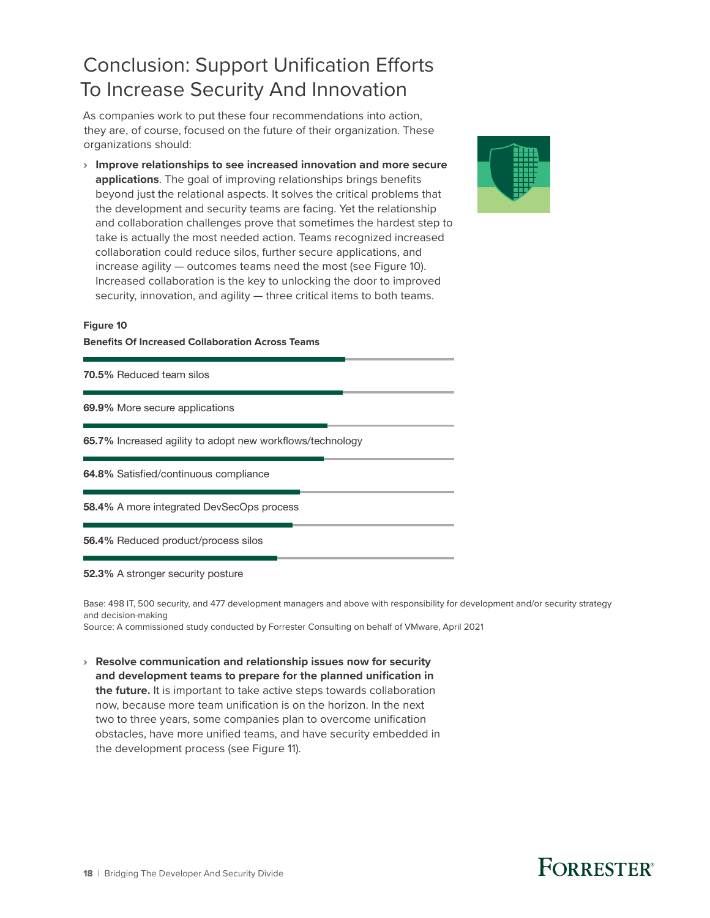# Conclusion: Support Unification Efforts To Increase Security And Innovation

As companies work to put these four recommendations into action, they are, of course, focused on the future of their organization. These organizations should:

- **Improve relationships to see increased innovation and more secure applications**. The goal of improving relationships brings benefits beyond just the relational aspects. It solves the critical problems that the development and security teams are facing. Yet the relationship and collaboration challenges prove that sometimes the hardest step to take is actually the most needed action. Teams recognized increased collaboration could reduce silos, further secure applications, and increase agility — outcomes teams need the most (see Figure 10). Increased collaboration is the key to unlocking the door to improved security, innovation, and agility — three critical items to both teams.

**Figure 10**

**Benefits Of Increased Collaboration Across Teams**

| Percentage | Benefit |
| --- | --- |
| **70.5%** | Reduced team silos |
| **69.9%** | More secure applications |
| **65.7%** | Increased agility to adopt new workflows/technology |
| **64.8%** | Satisfied/continuous compliance |
| **58.4%** | A more integrated DevSecOps process |
| **56.4%** | Reduced product/process silos |
| **52.3%** | A stronger security posture |

Base: 498 IT, 500 security, and 477 development managers and above with responsibility for development and/or security strategy and decision-making

Source: A commissioned study conducted by Forrester Consulting on behalf of VMware, April 2021

- **Resolve communication and relationship issues now for security and development teams to prepare for the planned unification in the future.** It is important to take active steps towards collaboration now, because more team unification is on the horizon. In the next two to three years, some companies plan to overcome unification obstacles, have more unified teams, and have security embedded in the development process (see Figure 11).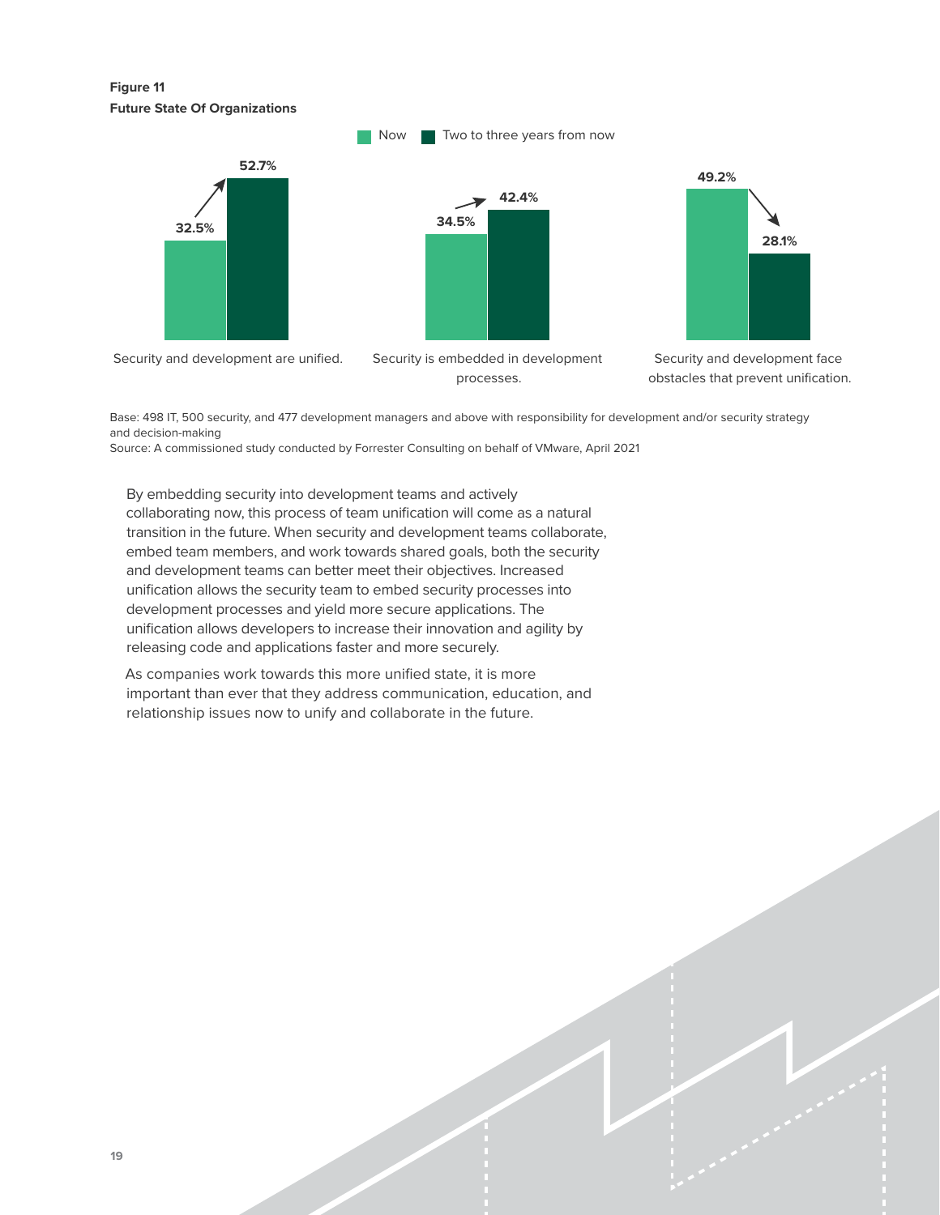**Figure 11**
**Future State Of Organizations**

| | Now | Two to three years from now |
|---|---|---|
| Security and development are unified. | 32.5% | 52.7% |
| Security is embedded in development processes. | 34.5% | 42.4% |
| Security and development face obstacles that prevent unification. | 49.2% | 28.1% |

Base: 498 IT, 500 security, and 477 development managers and above with responsibility for development and/or security strategy and decision-making
Source: A commissioned study conducted by Forrester Consulting on behalf of VMware, April 2021

By embedding security into development teams and actively collaborating now, this process of team unification will come as a natural transition in the future. When security and development teams collaborate, embed team members, and work towards shared goals, both the security and development teams can better meet their objectives. Increased unification allows the security team to embed security processes into development processes and yield more secure applications. The unification allows developers to increase their innovation and agility by releasing code and applications faster and more securely.

As companies work towards this more unified state, it is more important than ever that they address communication, education, and relationship issues now to unify and collaborate in the future.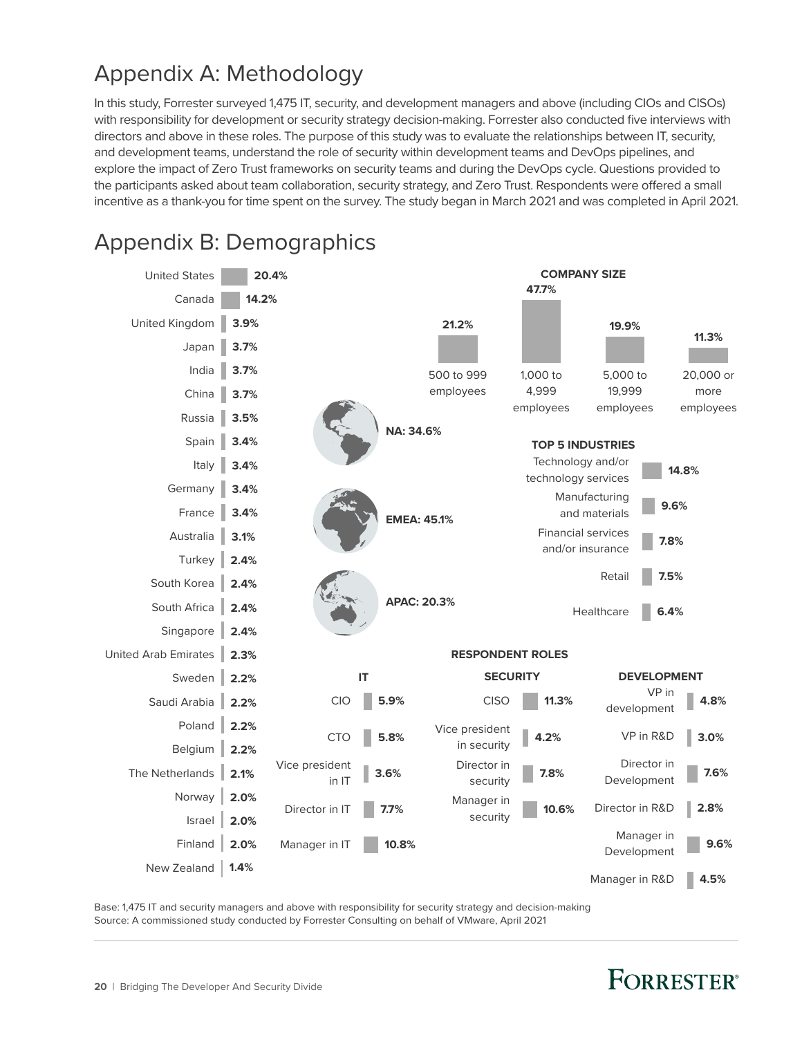# Appendix A: Methodology

In this study, Forrester surveyed 1,475 IT, security, and development managers and above (including CIOs and CISOs) with responsibility for development or security strategy decision-making. Forrester also conducted five interviews with directors and above in these roles. The purpose of this study was to evaluate the relationships between IT, security, and development teams, understand the role of security within development teams and DevOps pipelines, and explore the impact of Zero Trust frameworks on security teams and during the DevOps cycle. Questions provided to the participants asked about team collaboration, security strategy, and Zero Trust. Respondents were offered a small incentive as a thank-you for time spent on the survey. The study began in March 2021 and was completed in April 2021.

# Appendix B: Demographics

| Country | % |
|---|---|
| United States | 20.4% |
| Canada | 14.2% |
| United Kingdom | 3.9% |
| Japan | 3.7% |
| India | 3.7% |
| China | 3.7% |
| Russia | 3.5% |
| Spain | 3.4% |
| Italy | 3.4% |
| Germany | 3.4% |
| France | 3.4% |
| Australia | 3.1% |
| Turkey | 2.4% |
| South Korea | 2.4% |
| South Africa | 2.4% |
| Singapore | 2.4% |
| United Arab Emirates | 2.3% |
| Sweden | 2.2% |
| Saudi Arabia | 2.2% |
| Poland | 2.2% |
| Belgium | 2.2% |
| The Netherlands | 2.1% |
| Norway | 2.0% |
| Israel | 2.0% |
| Finland | 2.0% |
| New Zealand | 1.4% |

NA: 34.6%

EMEA: 45.1%

APAC: 20.3%

**COMPANY SIZE**

| Company size | % |
|---|---|
| 500 to 999 employees | 21.2% |
| 1,000 to 4,999 employees | 47.7% |
| 5,000 to 19,999 employees | 19.9% |
| 20,000 or more employees | 11.3% |

**TOP 5 INDUSTRIES**

| Industry | % |
|---|---|
| Technology and/or technology services | 14.8% |
| Manufacturing and materials | 9.6% |
| Financial services and/or insurance | 7.8% |
| Retail | 7.5% |
| Healthcare | 6.4% |

**RESPONDENT ROLES**

**IT**

| Role | % |
|---|---|
| CIO | 5.9% |
| CTO | 5.8% |
| Vice president in IT | 3.6% |
| Director in IT | 7.7% |
| Manager in IT | 10.8% |

**SECURITY**

| Role | % |
|---|---|
| CISO | 11.3% |
| Vice president in security | 4.2% |
| Director in security | 7.8% |
| Manager in security | 10.6% |

**DEVELOPMENT**

| Role | % |
|---|---|
| VP in development | 4.8% |
| VP in R&D | 3.0% |
| Director in Development | 7.6% |
| Director in R&D | 2.8% |
| Manager in Development | 9.6% |
| Manager in R&D | 4.5% |

Base: 1,475 IT and security managers and above with responsibility for security strategy and decision-making
Source: A commissioned study conducted by Forrester Consulting on behalf of VMware, April 2021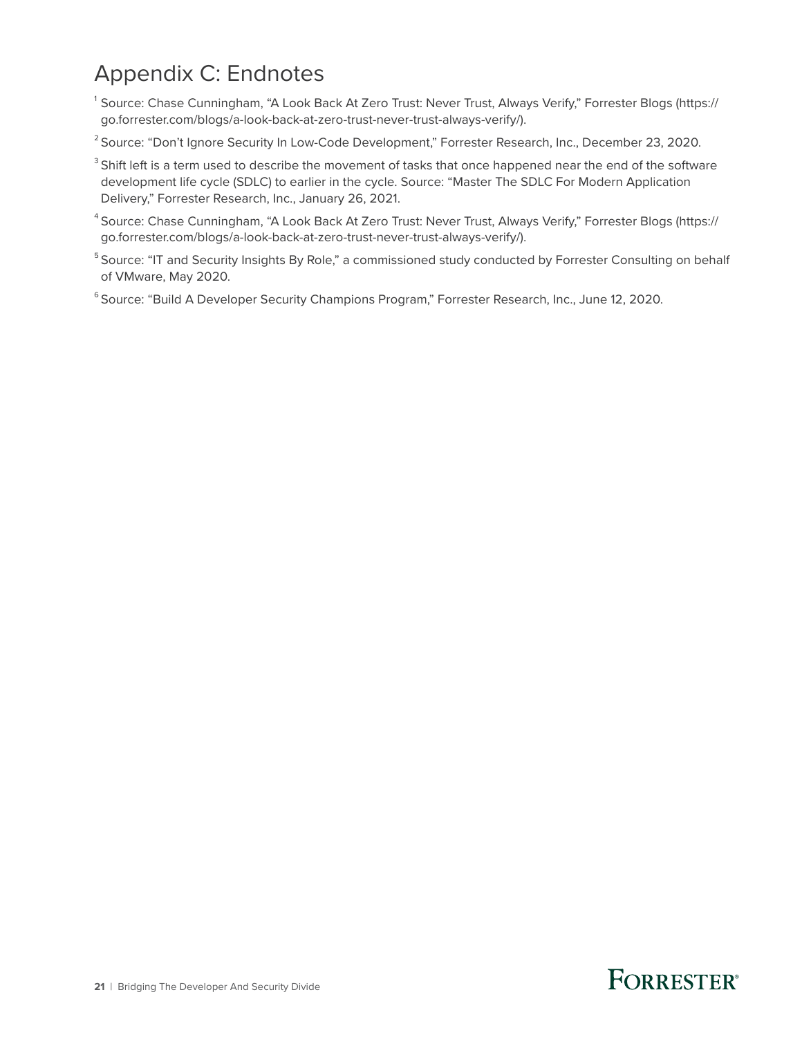# Appendix C: Endnotes

[1] Source: Chase Cunningham, "A Look Back At Zero Trust: Never Trust, Always Verify," Forrester Blogs (https://go.forrester.com/blogs/a-look-back-at-zero-trust-never-trust-always-verify/).

[2] Source: "Don't Ignore Security In Low-Code Development," Forrester Research, Inc., December 23, 2020.

[3] Shift left is a term used to describe the movement of tasks that once happened near the end of the software development life cycle (SDLC) to earlier in the cycle. Source: "Master The SDLC For Modern Application Delivery," Forrester Research, Inc., January 26, 2021.

[4] Source: Chase Cunningham, "A Look Back At Zero Trust: Never Trust, Always Verify," Forrester Blogs (https://go.forrester.com/blogs/a-look-back-at-zero-trust-never-trust-always-verify/).

[5] Source: "IT and Security Insights By Role," a commissioned study conducted by Forrester Consulting on behalf of VMware, May 2020.

[6] Source: "Build A Developer Security Champions Program," Forrester Research, Inc., June 12, 2020.